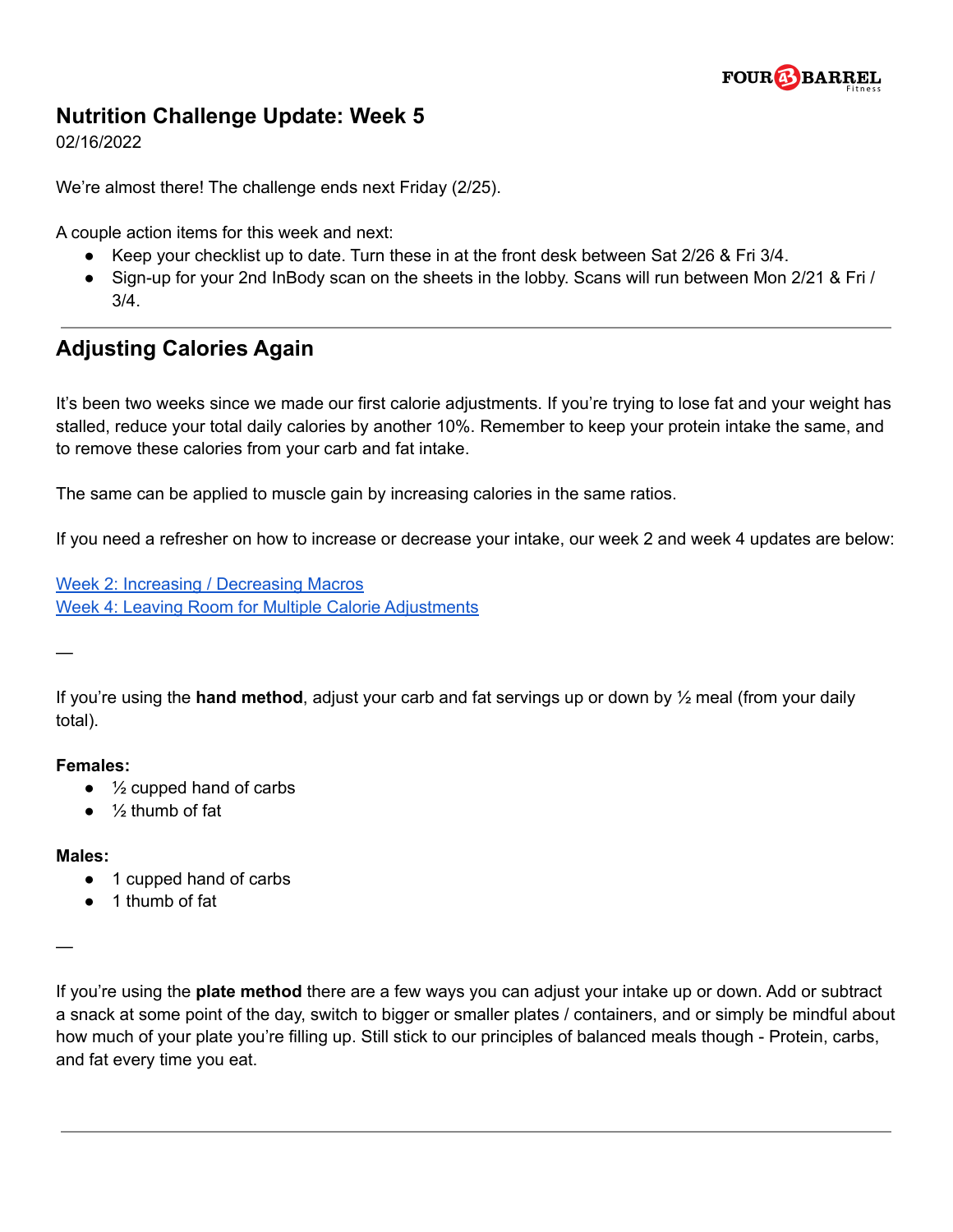# Nutrition Challenge Update: Week 5

02/16/2022

We're almost there! The challenge ends next Friday (2/25).

A couple action items for this week and next:

- Keep your checklist up to date. Turn these in at the front desk between Sat 2/26 & Fri 3/4.
- Sign-up for your 2nd InBody scan on the sheets in the lobby. Scans will run between Mon 2/21 & Fri / 3/4.

---

## Adjusting Calories Again

It's been two weeks since we made our first calorie adjustments. If you're trying to lose fat and your weight has stalled, reduce your total daily calories by another 10%. Remember to keep your protein intake the same, and to remove these calories from your carb and fat intake.

The same can be applied to muscle gain by increasing calories in the same ratios.

If you need a refresher on how to increase or decrease your intake, our week 2 and week 4 updates are below:

Week 2: Increasing / Decreasing Macros
Week 4: Leaving Room for Multiple Calorie Adjustments

—

If you're using the **hand method**, adjust your carb and fat servings up or down by ½ meal (from your daily total).

**Females:**

- ½ cupped hand of carbs
- ½ thumb of fat

**Males:**

- 1 cupped hand of carbs
- 1 thumb of fat

—

If you're using the **plate method** there are a few ways you can adjust your intake up or down. Add or subtract a snack at some point of the day, switch to bigger or smaller plates / containers, and or simply be mindful about how much of your plate you're filling up. Still stick to our principles of balanced meals though - Protein, carbs, and fat every time you eat.

---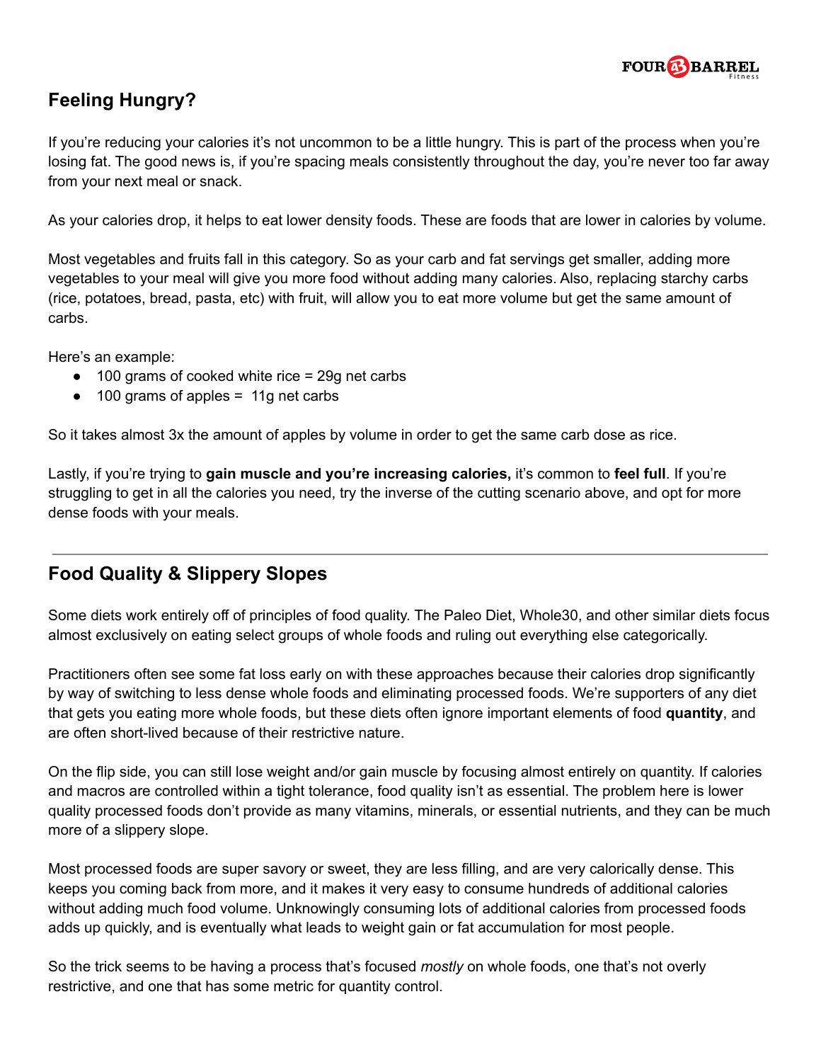## Feeling Hungry?

If you're reducing your calories it's not uncommon to be a little hungry. This is part of the process when you're losing fat. The good news is, if you're spacing meals consistently throughout the day, you're never too far away from your next meal or snack.

As your calories drop, it helps to eat lower density foods. These are foods that are lower in calories by volume.

Most vegetables and fruits fall in this category. So as your carb and fat servings get smaller, adding more vegetables to your meal will give you more food without adding many calories. Also, replacing starchy carbs (rice, potatoes, bread, pasta, etc) with fruit, will allow you to eat more volume but get the same amount of carbs.

Here's an example:

- 100 grams of cooked white rice = 29g net carbs
- 100 grams of apples = 11g net carbs

So it takes almost 3x the amount of apples by volume in order to get the same carb dose as rice.

Lastly, if you're trying to **gain muscle and you're increasing calories,** it's common to **feel full**. If you're struggling to get in all the calories you need, try the inverse of the cutting scenario above, and opt for more dense foods with your meals.

---

## Food Quality & Slippery Slopes

Some diets work entirely off of principles of food quality. The Paleo Diet, Whole30, and other similar diets focus almost exclusively on eating select groups of whole foods and ruling out everything else categorically.

Practitioners often see some fat loss early on with these approaches because their calories drop significantly by way of switching to less dense whole foods and eliminating processed foods. We're supporters of any diet that gets you eating more whole foods, but these diets often ignore important elements of food **quantity**, and are often short-lived because of their restrictive nature.

On the flip side, you can still lose weight and/or gain muscle by focusing almost entirely on quantity. If calories and macros are controlled within a tight tolerance, food quality isn't as essential. The problem here is lower quality processed foods don't provide as many vitamins, minerals, or essential nutrients, and they can be much more of a slippery slope.

Most processed foods are super savory or sweet, they are less filling, and are very calorically dense. This keeps you coming back from more, and it makes it very easy to consume hundreds of additional calories without adding much food volume. Unknowingly consuming lots of additional calories from processed foods adds up quickly, and is eventually what leads to weight gain or fat accumulation for most people.

So the trick seems to be having a process that's focused *mostly* on whole foods, one that's not overly restrictive, and one that has some metric for quantity control.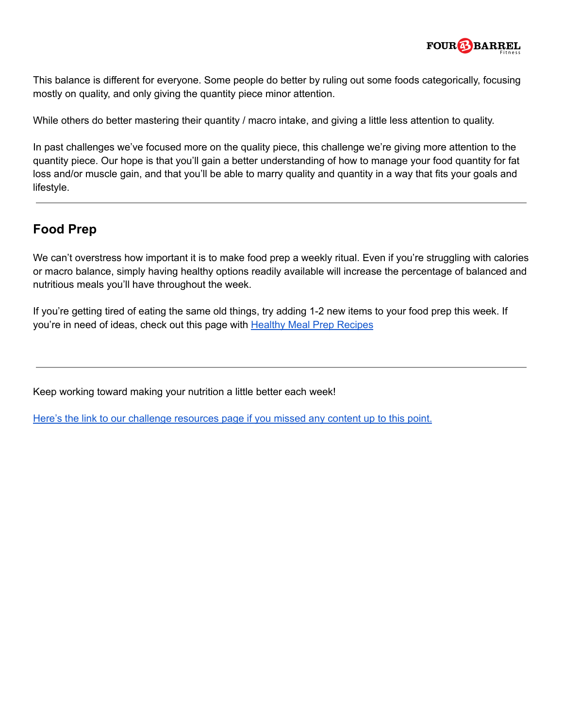This balance is different for everyone. Some people do better by ruling out some foods categorically, focusing mostly on quality, and only giving the quantity piece minor attention.

While others do better mastering their quantity / macro intake, and giving a little less attention to quality.

In past challenges we've focused more on the quality piece, this challenge we're giving more attention to the quantity piece. Our hope is that you'll gain a better understanding of how to manage your food quantity for fat loss and/or muscle gain, and that you'll be able to marry quality and quantity in a way that fits your goals and lifestyle.

---

## Food Prep

We can't overstress how important it is to make food prep a weekly ritual. Even if you're struggling with calories or macro balance, simply having healthy options readily available will increase the percentage of balanced and nutritious meals you'll have throughout the week.

If you're getting tired of eating the same old things, try adding 1-2 new items to your food prep this week. If you're in need of ideas, check out this page with Healthy Meal Prep Recipes

---

Keep working toward making your nutrition a little better each week!

Here's the link to our challenge resources page if you missed any content up to this point.